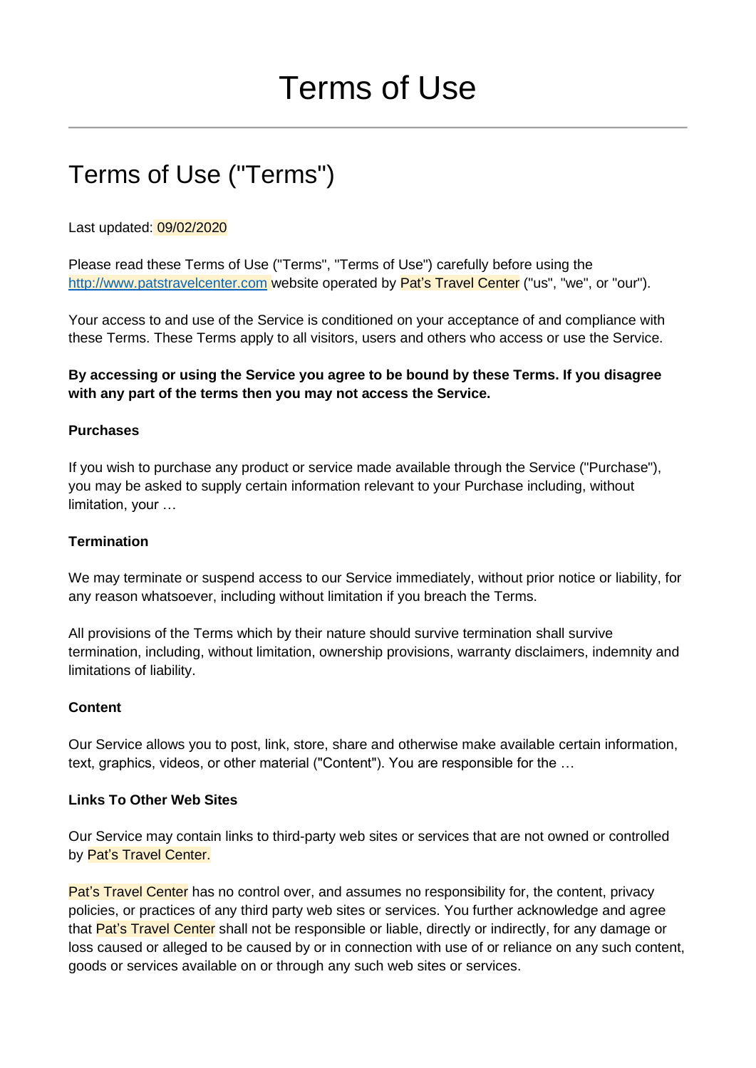# Terms of Use

## Terms of Use ("Terms")

Last updated: 09/02/2020

Please read these Terms of Use ("Terms", "Terms of Use") carefully before using the [http://www.patstravelcenter.com](http://www.patstravelcenter.com) website operated by Pat's Travel Center ("us", "we", or "our").

Your access to and use of the Service is conditioned on your acceptance of and compliance with these Terms. These Terms apply to all visitors, users and others who access or use the Service.

**By accessing or using the Service you agree to be bound by these Terms. If you disagree with any part of the terms then you may not access the Service.**

**Purchases**

If you wish to purchase any product or service made available through the Service ("Purchase"), you may be asked to supply certain information relevant to your Purchase including, without limitation, your …

**Termination**

We may terminate or suspend access to our Service immediately, without prior notice or liability, for any reason whatsoever, including without limitation if you breach the Terms.

All provisions of the Terms which by their nature should survive termination shall survive termination, including, without limitation, ownership provisions, warranty disclaimers, indemnity and limitations of liability.

**Content**

Our Service allows you to post, link, store, share and otherwise make available certain information, text, graphics, videos, or other material ("Content"). You are responsible for the …

**Links To Other Web Sites**

Our Service may contain links to third-party web sites or services that are not owned or controlled by Pat's Travel Center.

Pat's Travel Center has no control over, and assumes no responsibility for, the content, privacy policies, or practices of any third party web sites or services. You further acknowledge and agree that Pat's Travel Center shall not be responsible or liable, directly or indirectly, for any damage or loss caused or alleged to be caused by or in connection with use of or reliance on any such content, goods or services available on or through any such web sites or services.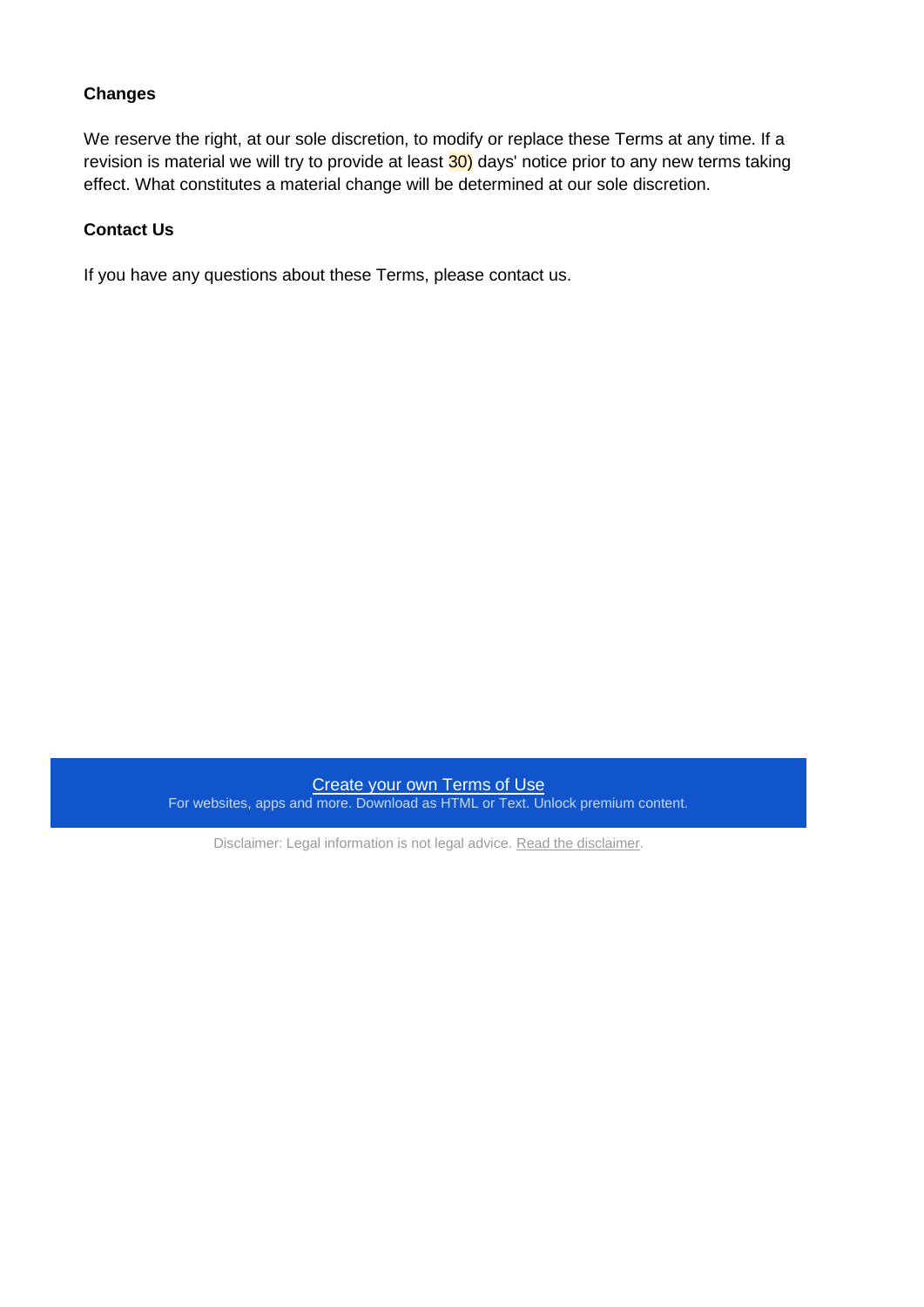**Changes**

We reserve the right, at our sole discretion, to modify or replace these Terms at any time. If a revision is material we will try to provide at least 30) days' notice prior to any new terms taking effect. What constitutes a material change will be determined at our sole discretion.

**Contact Us**

If you have any questions about these Terms, please contact us.

Create your own Terms of Use
For websites, apps and more. Download as HTML or Text. Unlock premium content.

Disclaimer: Legal information is not legal advice. Read the disclaimer.